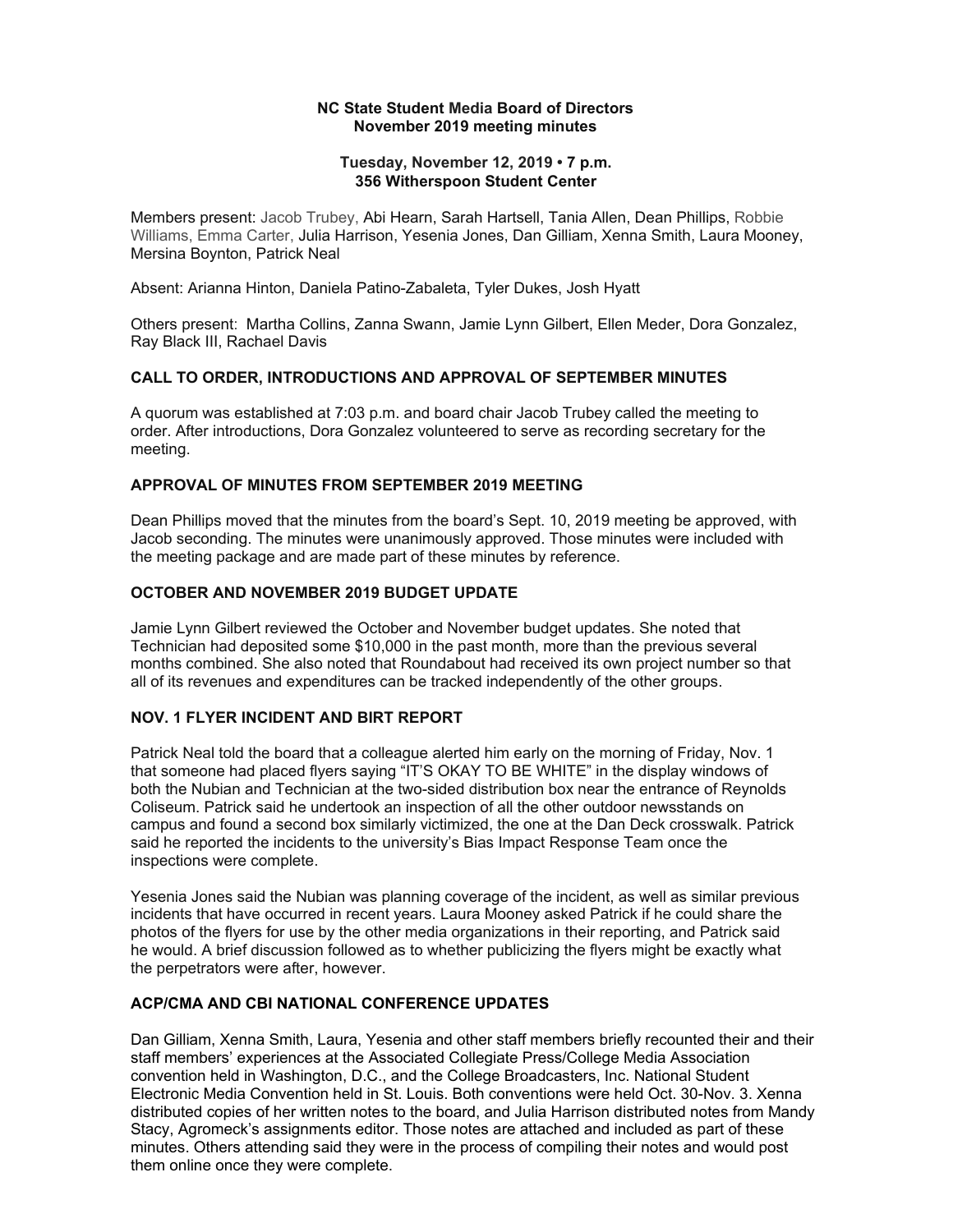**NC State Student Media Board of Directors**
**November 2019 meeting minutes**

**Tuesday, November 12, 2019 • 7 p.m.**
**356 Witherspoon Student Center**

Members present: Jacob Trubey, Abi Hearn, Sarah Hartsell, Tania Allen, Dean Phillips, Robbie Williams, Emma Carter, Julia Harrison, Yesenia Jones, Dan Gilliam, Xenna Smith, Laura Mooney, Mersina Boynton, Patrick Neal

Absent: Arianna Hinton, Daniela Patino-Zabaleta, Tyler Dukes, Josh Hyatt

Others present: Martha Collins, Zanna Swann, Jamie Lynn Gilbert, Ellen Meder, Dora Gonzalez, Ray Black III, Rachael Davis

## CALL TO ORDER, INTRODUCTIONS AND APPROVAL OF SEPTEMBER MINUTES

A quorum was established at 7:03 p.m. and board chair Jacob Trubey called the meeting to order. After introductions, Dora Gonzalez volunteered to serve as recording secretary for the meeting.

## APPROVAL OF MINUTES FROM SEPTEMBER 2019 MEETING

Dean Phillips moved that the minutes from the board's Sept. 10, 2019 meeting be approved, with Jacob seconding. The minutes were unanimously approved. Those minutes were included with the meeting package and are made part of these minutes by reference.

## OCTOBER AND NOVEMBER 2019 BUDGET UPDATE

Jamie Lynn Gilbert reviewed the October and November budget updates. She noted that Technician had deposited some $10,000 in the past month, more than the previous several months combined. She also noted that Roundabout had received its own project number so that all of its revenues and expenditures can be tracked independently of the other groups.

## NOV. 1 FLYER INCIDENT AND BIRT REPORT

Patrick Neal told the board that a colleague alerted him early on the morning of Friday, Nov. 1 that someone had placed flyers saying "IT'S OKAY TO BE WHITE" in the display windows of both the Nubian and Technician at the two-sided distribution box near the entrance of Reynolds Coliseum. Patrick said he undertook an inspection of all the other outdoor newsstands on campus and found a second box similarly victimized, the one at the Dan Deck crosswalk. Patrick said he reported the incidents to the university's Bias Impact Response Team once the inspections were complete.

Yesenia Jones said the Nubian was planning coverage of the incident, as well as similar previous incidents that have occurred in recent years. Laura Mooney asked Patrick if he could share the photos of the flyers for use by the other media organizations in their reporting, and Patrick said he would. A brief discussion followed as to whether publicizing the flyers might be exactly what the perpetrators were after, however.

## ACP/CMA AND CBI NATIONAL CONFERENCE UPDATES

Dan Gilliam, Xenna Smith, Laura, Yesenia and other staff members briefly recounted their and their staff members' experiences at the Associated Collegiate Press/College Media Association convention held in Washington, D.C., and the College Broadcasters, Inc. National Student Electronic Media Convention held in St. Louis. Both conventions were held Oct. 30-Nov. 3. Xenna distributed copies of her written notes to the board, and Julia Harrison distributed notes from Mandy Stacy, Agromeck's assignments editor. Those notes are attached and included as part of these minutes. Others attending said they were in the process of compiling their notes and would post them online once they were complete.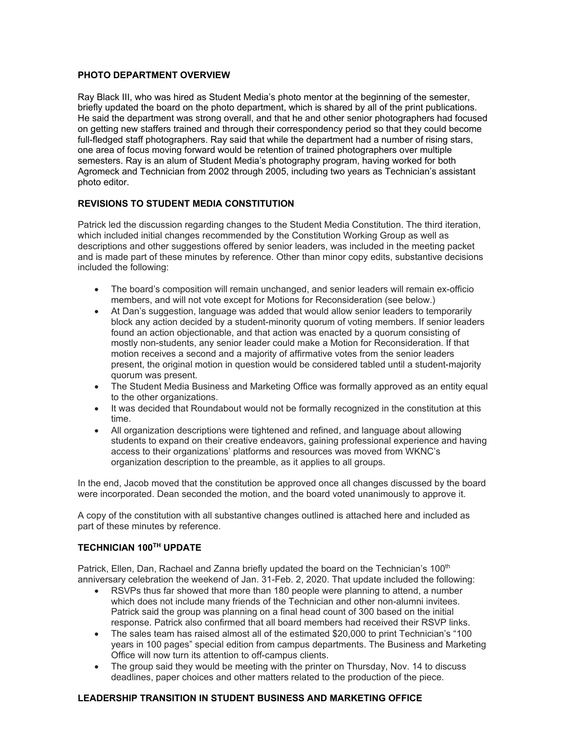## PHOTO DEPARTMENT OVERVIEW

Ray Black III, who was hired as Student Media's photo mentor at the beginning of the semester, briefly updated the board on the photo department, which is shared by all of the print publications. He said the department was strong overall, and that he and other senior photographers had focused on getting new staffers trained and through their correspondency period so that they could become full-fledged staff photographers. Ray said that while the department had a number of rising stars, one area of focus moving forward would be retention of trained photographers over multiple semesters. Ray is an alum of Student Media's photography program, having worked for both Agromeck and Technician from 2002 through 2005, including two years as Technician's assistant photo editor.

## REVISIONS TO STUDENT MEDIA CONSTITUTION

Patrick led the discussion regarding changes to the Student Media Constitution. The third iteration, which included initial changes recommended by the Constitution Working Group as well as descriptions and other suggestions offered by senior leaders, was included in the meeting packet and is made part of these minutes by reference. Other than minor copy edits, substantive decisions included the following:

- The board's composition will remain unchanged, and senior leaders will remain ex-officio members, and will not vote except for Motions for Reconsideration (see below.)
- At Dan's suggestion, language was added that would allow senior leaders to temporarily block any action decided by a student-minority quorum of voting members. If senior leaders found an action objectionable, and that action was enacted by a quorum consisting of mostly non-students, any senior leader could make a Motion for Reconsideration. If that motion receives a second and a majority of affirmative votes from the senior leaders present, the original motion in question would be considered tabled until a student-majority quorum was present.
- The Student Media Business and Marketing Office was formally approved as an entity equal to the other organizations.
- It was decided that Roundabout would not be formally recognized in the constitution at this time.
- All organization descriptions were tightened and refined, and language about allowing students to expand on their creative endeavors, gaining professional experience and having access to their organizations' platforms and resources was moved from WKNC's organization description to the preamble, as it applies to all groups.

In the end, Jacob moved that the constitution be approved once all changes discussed by the board were incorporated. Dean seconded the motion, and the board voted unanimously to approve it.

A copy of the constitution with all substantive changes outlined is attached here and included as part of these minutes by reference.

## TECHNICIAN 100TH UPDATE

Patrick, Ellen, Dan, Rachael and Zanna briefly updated the board on the Technician's 100th anniversary celebration the weekend of Jan. 31-Feb. 2, 2020. That update included the following:

- RSVPs thus far showed that more than 180 people were planning to attend, a number which does not include many friends of the Technician and other non-alumni invitees. Patrick said the group was planning on a final head count of 300 based on the initial response. Patrick also confirmed that all board members had received their RSVP links.
- The sales team has raised almost all of the estimated $20,000 to print Technician's "100 years in 100 pages" special edition from campus departments. The Business and Marketing Office will now turn its attention to off-campus clients.
- The group said they would be meeting with the printer on Thursday, Nov. 14 to discuss deadlines, paper choices and other matters related to the production of the piece.

## LEADERSHIP TRANSITION IN STUDENT BUSINESS AND MARKETING OFFICE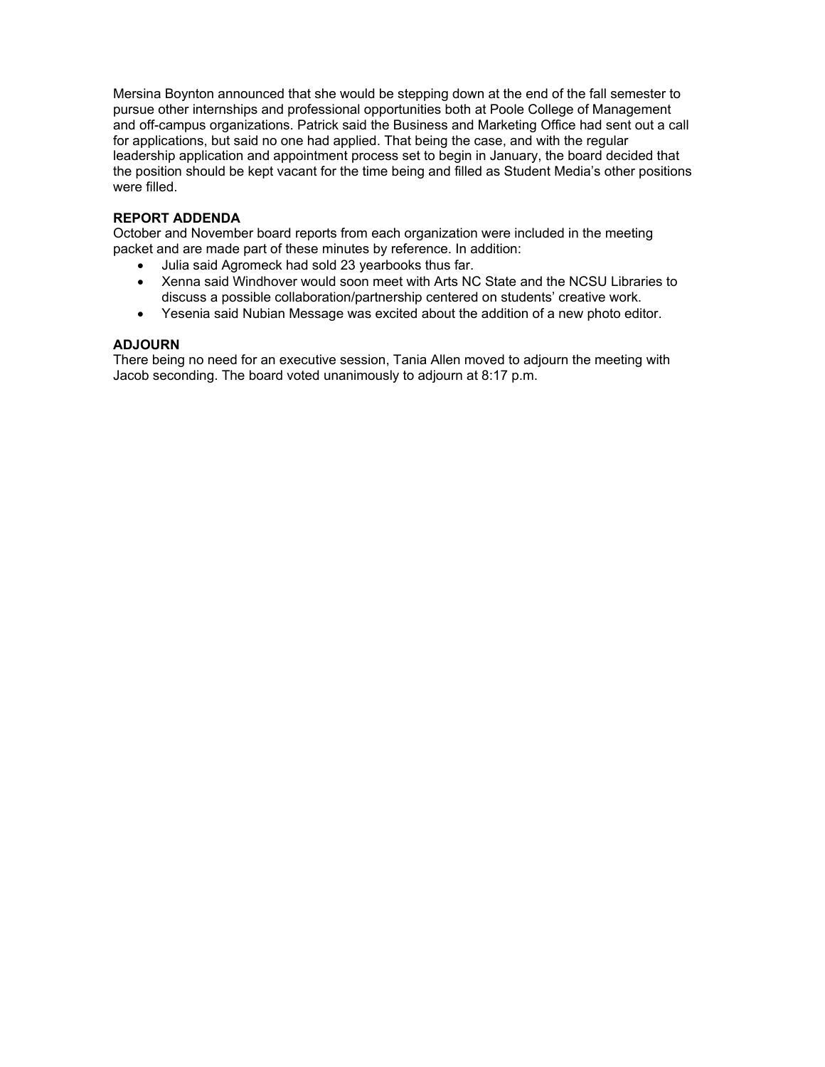Mersina Boynton announced that she would be stepping down at the end of the fall semester to pursue other internships and professional opportunities both at Poole College of Management and off-campus organizations. Patrick said the Business and Marketing Office had sent out a call for applications, but said no one had applied. That being the case, and with the regular leadership application and appointment process set to begin in January, the board decided that the position should be kept vacant for the time being and filled as Student Media's other positions were filled.

**REPORT ADDENDA**

October and November board reports from each organization were included in the meeting packet and are made part of these minutes by reference. In addition:

- Julia said Agromeck had sold 23 yearbooks thus far.
- Xenna said Windhover would soon meet with Arts NC State and the NCSU Libraries to discuss a possible collaboration/partnership centered on students' creative work.
- Yesenia said Nubian Message was excited about the addition of a new photo editor.

**ADJOURN**

There being no need for an executive session, Tania Allen moved to adjourn the meeting with Jacob seconding. The board voted unanimously to adjourn at 8:17 p.m.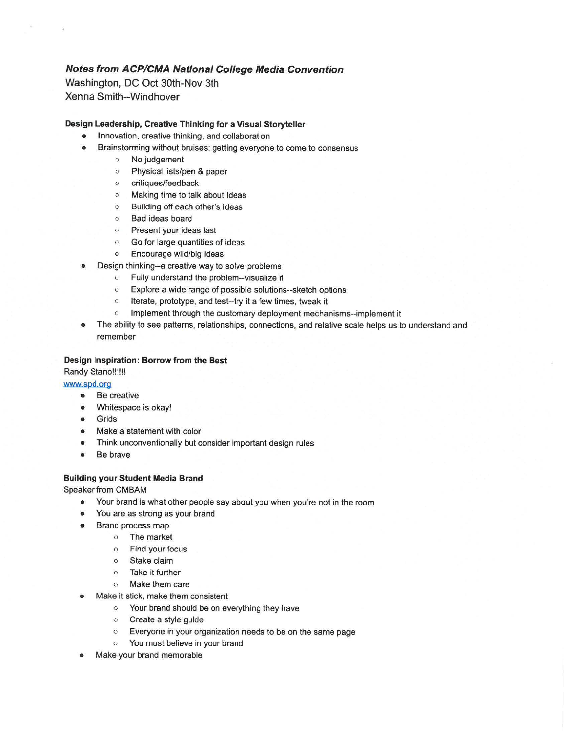***Notes from ACP/CMA National College Media Convention***

Washington, DC Oct 30th-Nov 3th

Xenna Smith--Windhover

**Design Leadership, Creative Thinking for a Visual Storyteller**

- Innovation, creative thinking, and collaboration
- Brainstorming without bruises: getting everyone to come to consensus
    - No judgement
    - Physical lists/pen & paper
    - critiques/feedback
    - Making time to talk about ideas
    - Building off each other's ideas
    - Bad ideas board
    - Present your ideas last
    - Go for large quantities of ideas
    - Encourage wild/big ideas
- Design thinking--a creative way to solve problems
    - Fully understand the problem--visualize it
    - Explore a wide range of possible solutions--sketch options
    - Iterate, prototype, and test--try it a few times, tweak it
    - Implement through the customary deployment mechanisms--implement it
- The ability to see patterns, relationships, connections, and relative scale helps us to understand and remember

**Design Inspiration: Borrow from the Best**

Randy Stano!!!!!

www.spd.org

- Be creative
- Whitespace is okay!
- Grids
- Make a statement with color
- Think unconventionally but consider important design rules
- Be brave

**Building your Student Media Brand**

Speaker from CMBAM

- Your brand is what other people say about you when you're not in the room
- You are as strong as your brand
- Brand process map
    - The market
    - Find your focus
    - Stake claim
    - Take it further
    - Make them care
- Make it stick, make them consistent
    - Your brand should be on everything they have
    - Create a style guide
    - Everyone in your organization needs to be on the same page
    - You must believe in your brand
- Make your brand memorable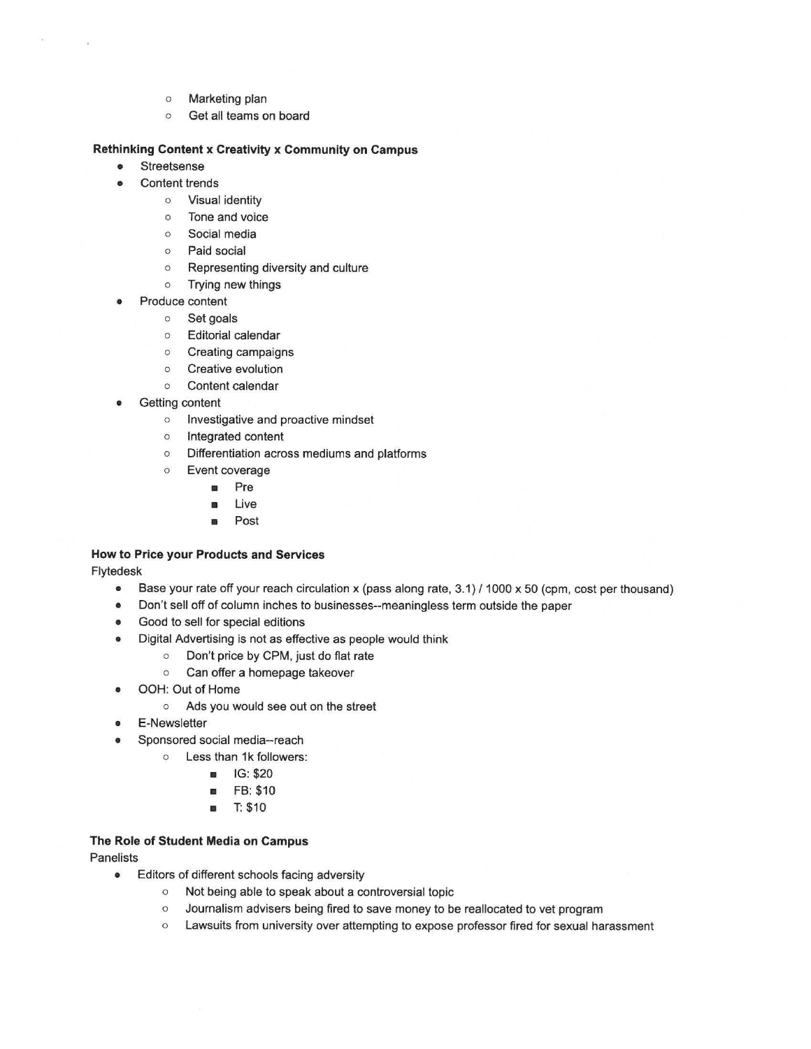- Marketing plan
- Get all teams on board

**Rethinking Content x Creativity x Community on Campus**

- Streetsense
- Content trends
  - Visual identity
  - Tone and voice
  - Social media
  - Paid social
  - Representing diversity and culture
  - Trying new things
- Produce content
  - Set goals
  - Editorial calendar
  - Creating campaigns
  - Creative evolution
  - Content calendar
- Getting content
  - Investigative and proactive mindset
  - Integrated content
  - Differentiation across mediums and platforms
  - Event coverage
    - Pre
    - Live
    - Post

**How to Price your Products and Services**

Flytedesk

- Base your rate off your reach circulation x (pass along rate, 3.1) / 1000 x 50 (cpm, cost per thousand)
- Don't sell off of column inches to businesses--meaningless term outside the paper
- Good to sell for special editions
- Digital Advertising is not as effective as people would think
  - Don't price by CPM, just do flat rate
  - Can offer a homepage takeover
- OOH: Out of Home
  - Ads you would see out on the street
- E-Newsletter
- Sponsored social media--reach
  - Less than 1k followers:
    - IG: $20
    - FB: $10
    - T: $10

**The Role of Student Media on Campus**

Panelists

- Editors of different schools facing adversity
  - Not being able to speak about a controversial topic
  - Journalism advisers being fired to save money to be reallocated to vet program
  - Lawsuits from university over attempting to expose professor fired for sexual harassment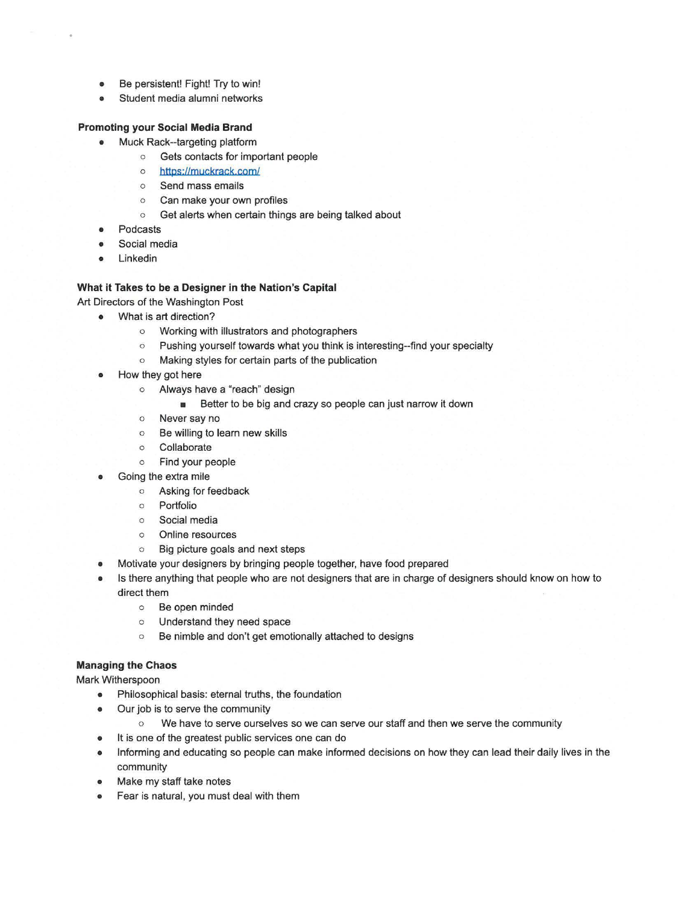- Be persistent! Fight! Try to win!
- Student media alumni networks

**Promoting your Social Media Brand**

- Muck Rack--targeting platform
    - Gets contacts for important people
    - https://muckrack.com/
    - Send mass emails
    - Can make your own profiles
    - Get alerts when certain things are being talked about
- Podcasts
- Social media
- Linkedin

**What it Takes to be a Designer in the Nation's Capital**

Art Directors of the Washington Post

- What is art direction?
    - Working with illustrators and photographers
    - Pushing yourself towards what you think is interesting--find your specialty
    - Making styles for certain parts of the publication
- How they got here
    - Always have a "reach" design
        - Better to be big and crazy so people can just narrow it down
    - Never say no
    - Be willing to learn new skills
    - Collaborate
    - Find your people
- Going the extra mile
    - Asking for feedback
    - Portfolio
    - Social media
    - Online resources
    - Big picture goals and next steps
- Motivate your designers by bringing people together, have food prepared
- Is there anything that people who are not designers that are in charge of designers should know on how to direct them
    - Be open minded
    - Understand they need space
    - Be nimble and don't get emotionally attached to designs

**Managing the Chaos**

Mark Witherspoon

- Philosophical basis: eternal truths, the foundation
- Our job is to serve the community
    - We have to serve ourselves so we can serve our staff and then we serve the community
- It is one of the greatest public services one can do
- Informing and educating so people can make informed decisions on how they can lead their daily lives in the community
- Make my staff take notes
- Fear is natural, you must deal with them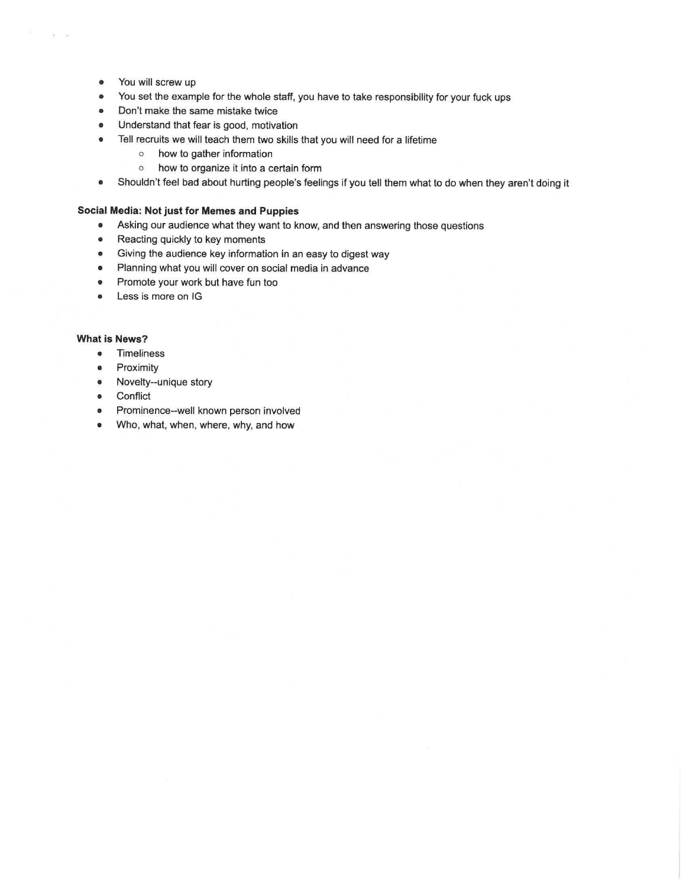- You will screw up
- You set the example for the whole staff, you have to take responsibility for your fuck ups
- Don't make the same mistake twice
- Understand that fear is good, motivation
- Tell recruits we will teach them two skills that you will need for a lifetime
  - how to gather information
  - how to organize it into a certain form
- Shouldn't feel bad about hurting people's feelings if you tell them what to do when they aren't doing it

**Social Media: Not just for Memes and Puppies**

- Asking our audience what they want to know, and then answering those questions
- Reacting quickly to key moments
- Giving the audience key information in an easy to digest way
- Planning what you will cover on social media in advance
- Promote your work but have fun too
- Less is more on IG

**What is News?**

- Timeliness
- Proximity
- Novelty--unique story
- Conflict
- Prominence--well known person involved
- Who, what, when, where, why, and how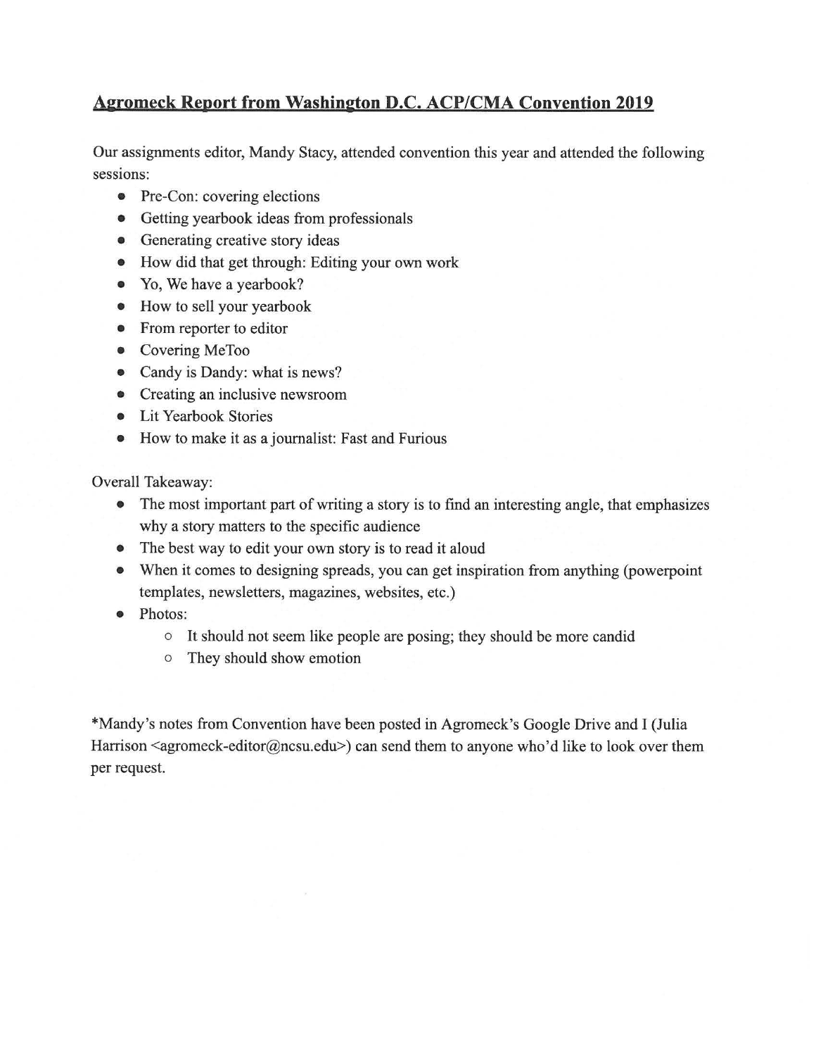# Agromeck Report from Washington D.C. ACP/CMA Convention 2019

Our assignments editor, Mandy Stacy, attended convention this year and attended the following sessions:

- Pre-Con: covering elections
- Getting yearbook ideas from professionals
- Generating creative story ideas
- How did that get through: Editing your own work
- Yo, We have a yearbook?
- How to sell your yearbook
- From reporter to editor
- Covering MeToo
- Candy is Dandy: what is news?
- Creating an inclusive newsroom
- Lit Yearbook Stories
- How to make it as a journalist: Fast and Furious

Overall Takeaway:

- The most important part of writing a story is to find an interesting angle, that emphasizes why a story matters to the specific audience
- The best way to edit your own story is to read it aloud
- When it comes to designing spreads, you can get inspiration from anything (powerpoint templates, newsletters, magazines, websites, etc.)
- Photos:
  - It should not seem like people are posing; they should be more candid
  - They should show emotion

*Mandy's notes from Convention have been posted in Agromeck's Google Drive and I (Julia Harrison <agromeck-editor@ncsu.edu>) can send them to anyone who'd like to look over them per request.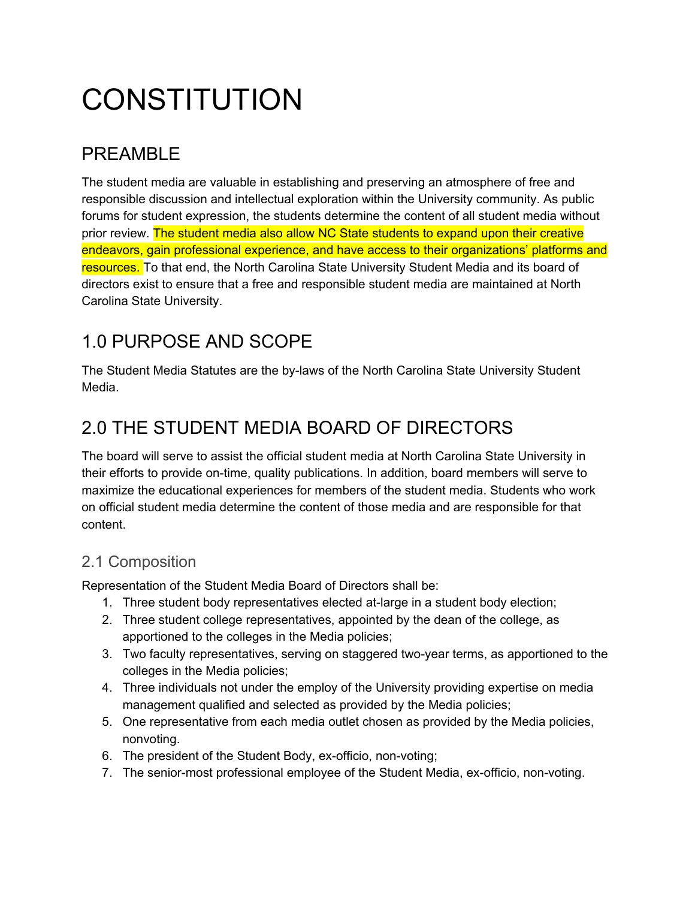# CONSTITUTION

## PREAMBLE

The student media are valuable in establishing and preserving an atmosphere of free and responsible discussion and intellectual exploration within the University community. As public forums for student expression, the students determine the content of all student media without prior review. The student media also allow NC State students to expand upon their creative endeavors, gain professional experience, and have access to their organizations' platforms and resources. To that end, the North Carolina State University Student Media and its board of directors exist to ensure that a free and responsible student media are maintained at North Carolina State University.

## 1.0 PURPOSE AND SCOPE

The Student Media Statutes are the by-laws of the North Carolina State University Student Media.

## 2.0 THE STUDENT MEDIA BOARD OF DIRECTORS

The board will serve to assist the official student media at North Carolina State University in their efforts to provide on-time, quality publications. In addition, board members will serve to maximize the educational experiences for members of the student media. Students who work on official student media determine the content of those media and are responsible for that content.

### 2.1 Composition

Representation of the Student Media Board of Directors shall be:

1. Three student body representatives elected at-large in a student body election;
2. Three student college representatives, appointed by the dean of the college, as apportioned to the colleges in the Media policies;
3. Two faculty representatives, serving on staggered two-year terms, as apportioned to the colleges in the Media policies;
4. Three individuals not under the employ of the University providing expertise on media management qualified and selected as provided by the Media policies;
5. One representative from each media outlet chosen as provided by the Media policies, nonvoting.
6. The president of the Student Body, ex-officio, non-voting;
7. The senior-most professional employee of the Student Media, ex-officio, non-voting.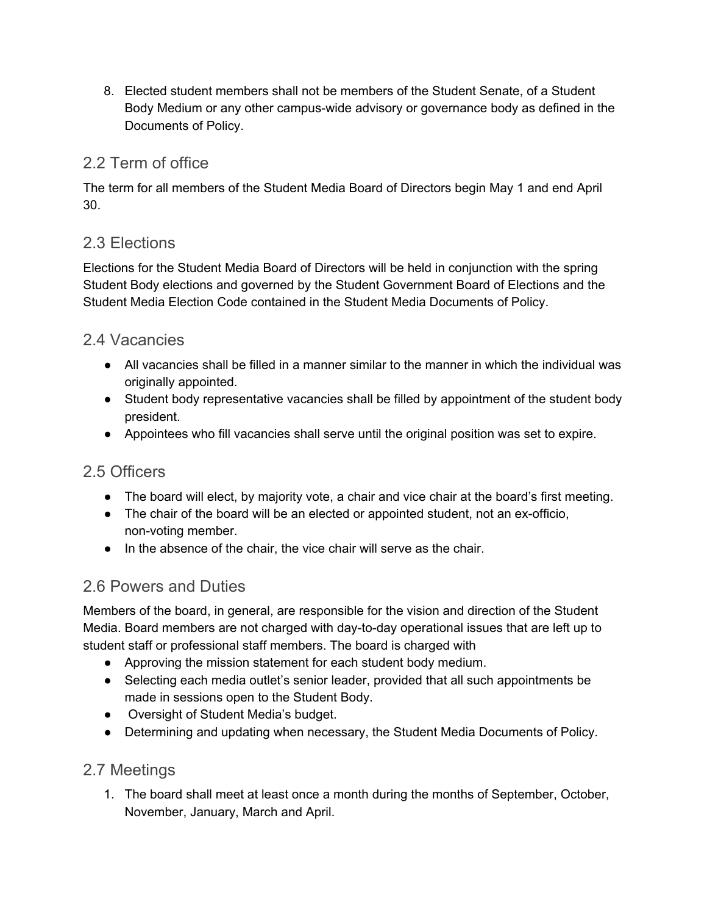8. Elected student members shall not be members of the Student Senate, of a Student Body Medium or any other campus-wide advisory or governance body as defined in the Documents of Policy.

## 2.2 Term of office

The term for all members of the Student Media Board of Directors begin May 1 and end April 30.

## 2.3 Elections

Elections for the Student Media Board of Directors will be held in conjunction with the spring Student Body elections and governed by the Student Government Board of Elections and the Student Media Election Code contained in the Student Media Documents of Policy.

## 2.4 Vacancies

- All vacancies shall be filled in a manner similar to the manner in which the individual was originally appointed.
- Student body representative vacancies shall be filled by appointment of the student body president.
- Appointees who fill vacancies shall serve until the original position was set to expire.

## 2.5 Officers

- The board will elect, by majority vote, a chair and vice chair at the board's first meeting.
- The chair of the board will be an elected or appointed student, not an ex-officio, non-voting member.
- In the absence of the chair, the vice chair will serve as the chair.

## 2.6 Powers and Duties

Members of the board, in general, are responsible for the vision and direction of the Student Media. Board members are not charged with day-to-day operational issues that are left up to student staff or professional staff members. The board is charged with

- Approving the mission statement for each student body medium.
- Selecting each media outlet's senior leader, provided that all such appointments be made in sessions open to the Student Body.
- Oversight of Student Media's budget.
- Determining and updating when necessary, the Student Media Documents of Policy.

## 2.7 Meetings

1. The board shall meet at least once a month during the months of September, October, November, January, March and April.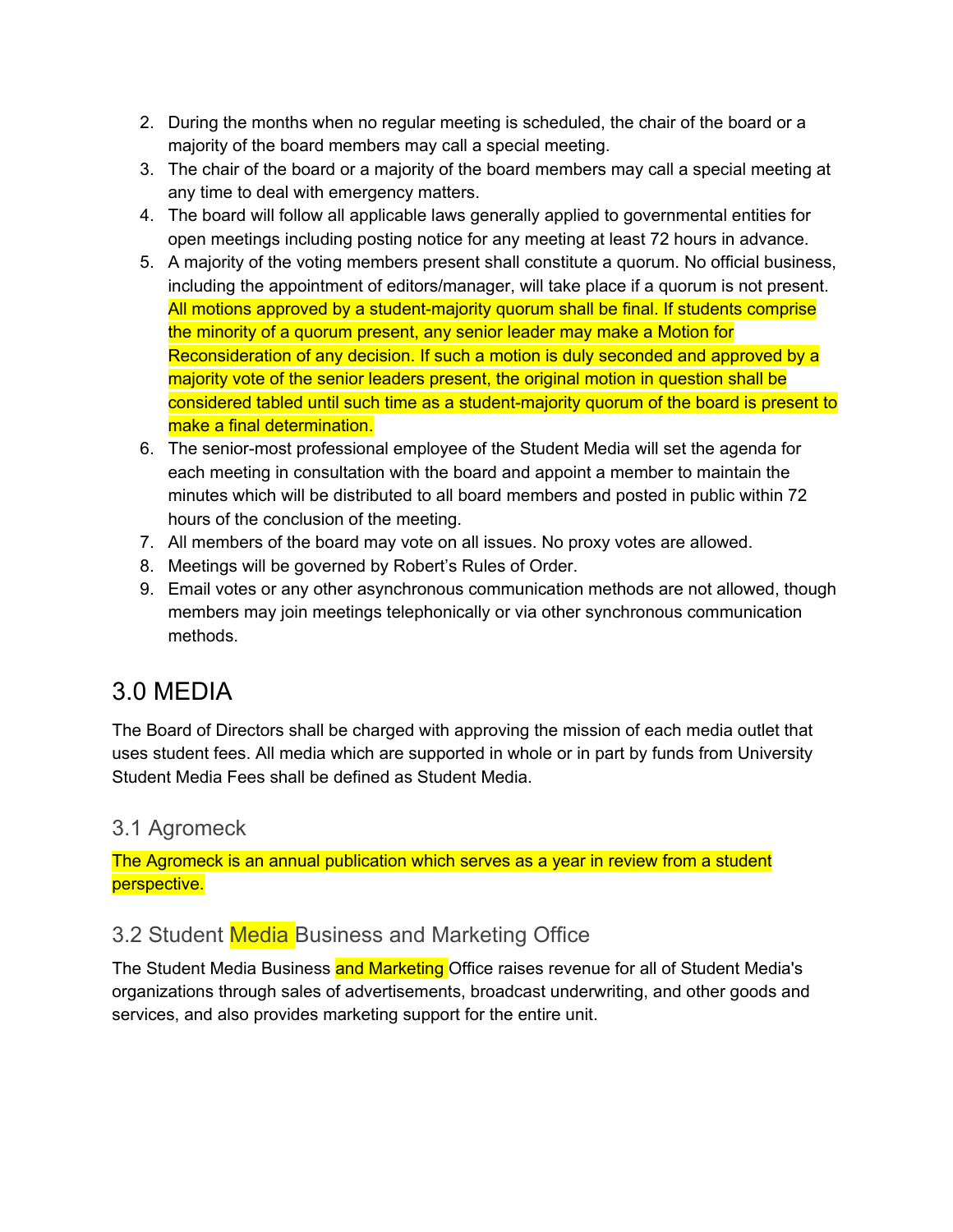2. During the months when no regular meeting is scheduled, the chair of the board or a majority of the board members may call a special meeting.
3. The chair of the board or a majority of the board members may call a special meeting at any time to deal with emergency matters.
4. The board will follow all applicable laws generally applied to governmental entities for open meetings including posting notice for any meeting at least 72 hours in advance.
5. A majority of the voting members present shall constitute a quorum. No official business, including the appointment of editors/manager, will take place if a quorum is not present. All motions approved by a student-majority quorum shall be final. If students comprise the minority of a quorum present, any senior leader may make a Motion for Reconsideration of any decision. If such a motion is duly seconded and approved by a majority vote of the senior leaders present, the original motion in question shall be considered tabled until such time as a student-majority quorum of the board is present to make a final determination.
6. The senior-most professional employee of the Student Media will set the agenda for each meeting in consultation with the board and appoint a member to maintain the minutes which will be distributed to all board members and posted in public within 72 hours of the conclusion of the meeting.
7. All members of the board may vote on all issues. No proxy votes are allowed.
8. Meetings will be governed by Robert's Rules of Order.
9. Email votes or any other asynchronous communication methods are not allowed, though members may join meetings telephonically or via other synchronous communication methods.

# 3.0 MEDIA

The Board of Directors shall be charged with approving the mission of each media outlet that uses student fees. All media which are supported in whole or in part by funds from University Student Media Fees shall be defined as Student Media.

## 3.1 Agromeck

The Agromeck is an annual publication which serves as a year in review from a student perspective.

## 3.2 Student Media Business and Marketing Office

The Student Media Business and Marketing Office raises revenue for all of Student Media's organizations through sales of advertisements, broadcast underwriting, and other goods and services, and also provides marketing support for the entire unit.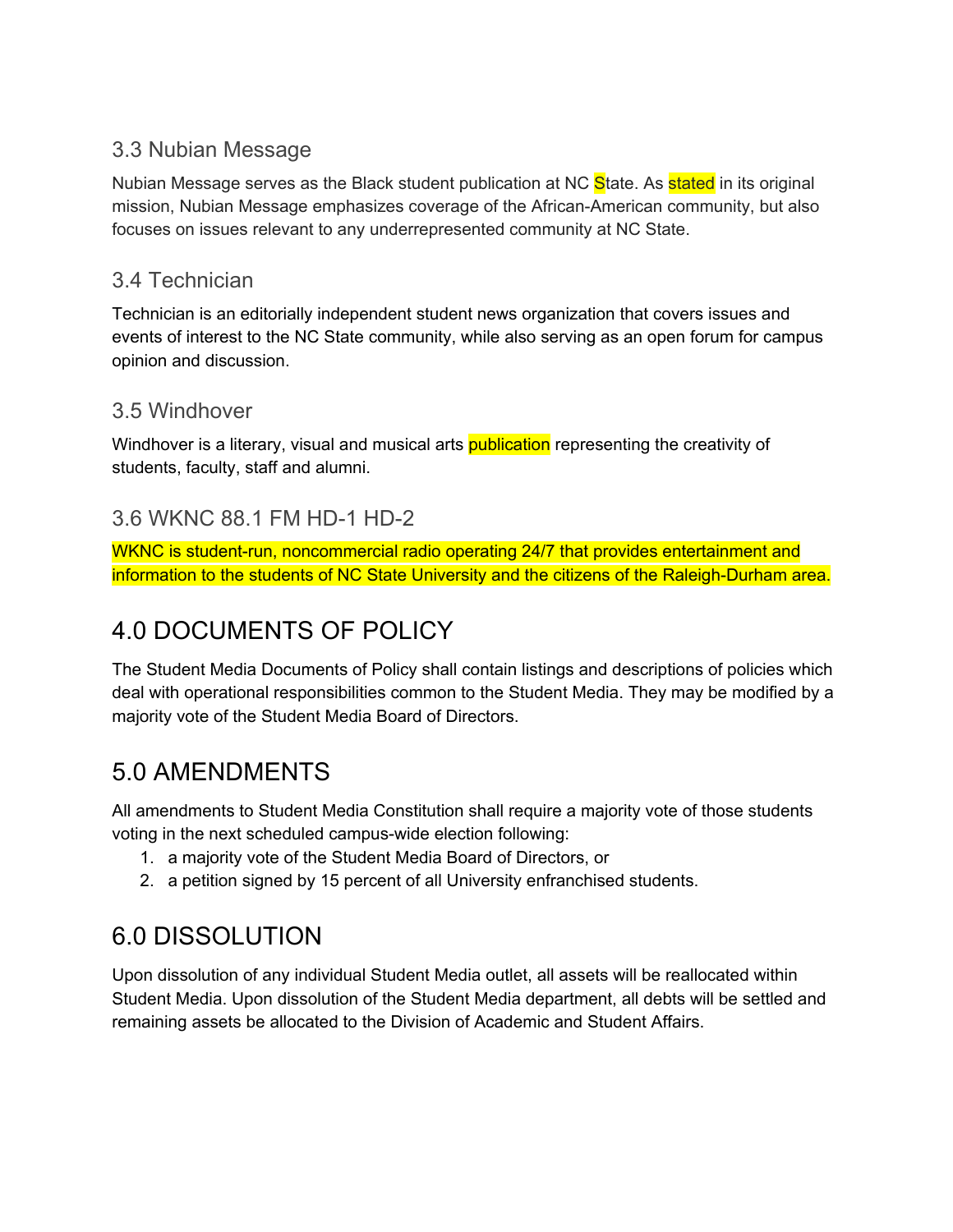### 3.3 Nubian Message

Nubian Message serves as the Black student publication at NC State. As stated in its original mission, Nubian Message emphasizes coverage of the African-American community, but also focuses on issues relevant to any underrepresented community at NC State.

### 3.4 Technician

Technician is an editorially independent student news organization that covers issues and events of interest to the NC State community, while also serving as an open forum for campus opinion and discussion.

### 3.5 Windhover

Windhover is a literary, visual and musical arts publication representing the creativity of students, faculty, staff and alumni.

### 3.6 WKNC 88.1 FM HD-1 HD-2

WKNC is student-run, noncommercial radio operating 24/7 that provides entertainment and information to the students of NC State University and the citizens of the Raleigh-Durham area.

## 4.0 DOCUMENTS OF POLICY

The Student Media Documents of Policy shall contain listings and descriptions of policies which deal with operational responsibilities common to the Student Media. They may be modified by a majority vote of the Student Media Board of Directors.

## 5.0 AMENDMENTS

All amendments to Student Media Constitution shall require a majority vote of those students voting in the next scheduled campus-wide election following:

1. a majority vote of the Student Media Board of Directors, or
2. a petition signed by 15 percent of all University enfranchised students.

## 6.0 DISSOLUTION

Upon dissolution of any individual Student Media outlet, all assets will be reallocated within Student Media. Upon dissolution of the Student Media department, all debts will be settled and remaining assets be allocated to the Division of Academic and Student Affairs.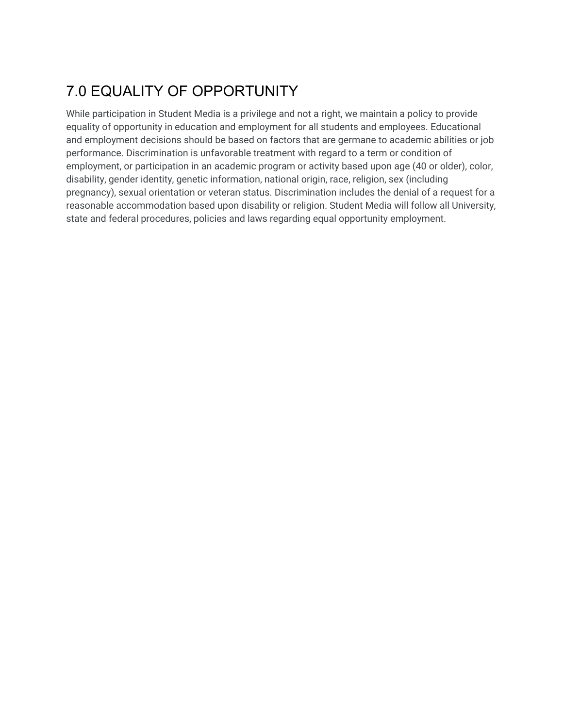## 7.0 EQUALITY OF OPPORTUNITY

While participation in Student Media is a privilege and not a right, we maintain a policy to provide equality of opportunity in education and employment for all students and employees. Educational and employment decisions should be based on factors that are germane to academic abilities or job performance. Discrimination is unfavorable treatment with regard to a term or condition of employment, or participation in an academic program or activity based upon age (40 or older), color, disability, gender identity, genetic information, national origin, race, religion, sex (including pregnancy), sexual orientation or veteran status. Discrimination includes the denial of a request for a reasonable accommodation based upon disability or religion. Student Media will follow all University, state and federal procedures, policies and laws regarding equal opportunity employment.